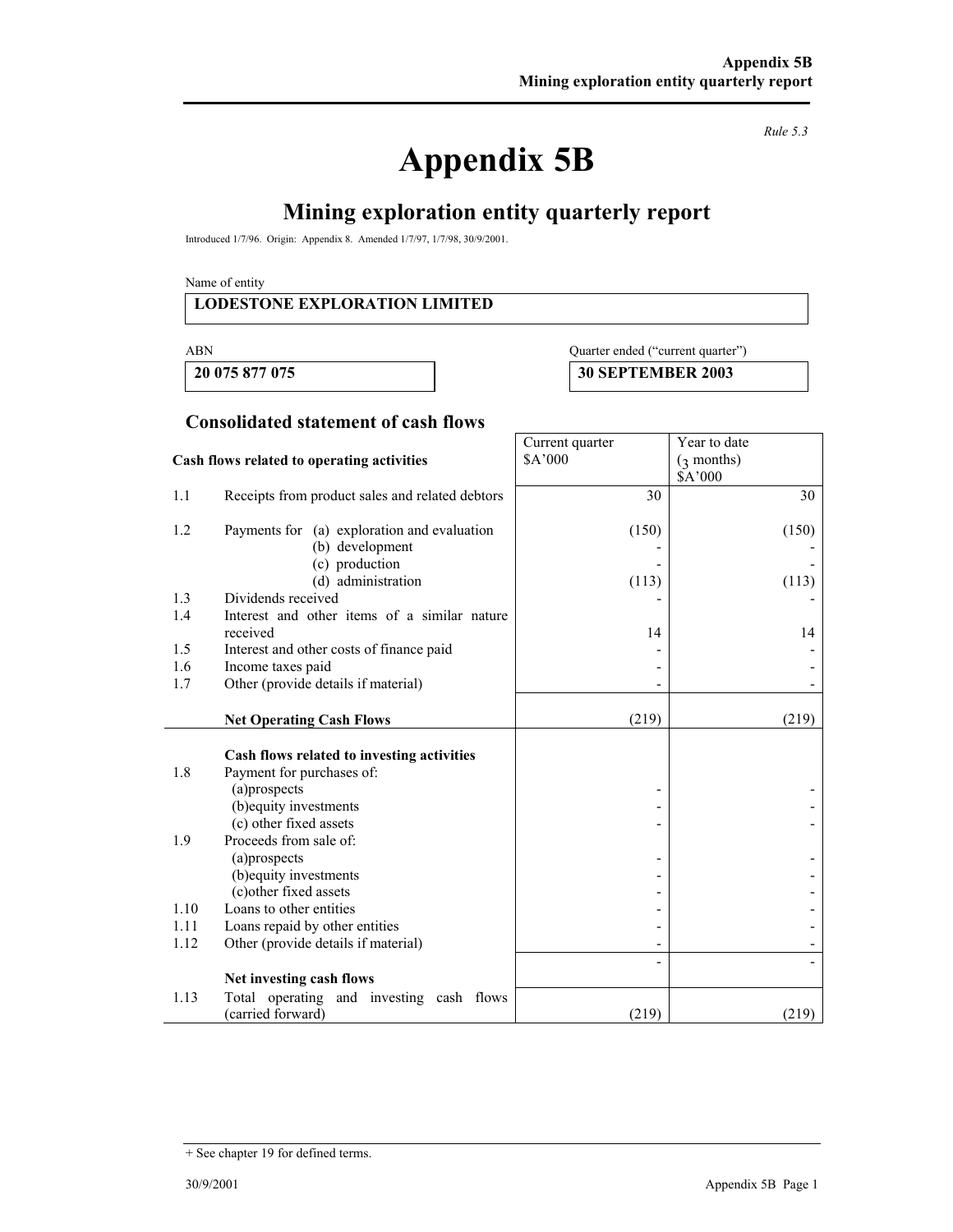*Rule 5.3*

# Appendix 5B

## Mining exploration entity quarterly report

Introduced 1/7/96. Origin: Appendix 8. Amended 1/7/97, 1/7/98, 30/9/2001.

Name of entity

| LODESTONE EXPLORATION LIMITED |
|---|

| ABN | Quarter ended ("current quarter") |
|---|---|
| **20 075 877 075** | **30 SEPTEMBER 2003** |

### Consolidated statement of cash flows

| | **Cash flows related to operating activities** | Current quarter $A'000 | Year to date (3 months) $A'000 |
|---|---|---|---|
| 1.1 | Receipts from product sales and related debtors | 30 | 30 |
| 1.2 | Payments for (a) exploration and evaluation | (150) | (150) |
| | (b) development | - | - |
| | (c) production | - | - |
| | (d) administration | (113) | (113) |
| 1.3 | Dividends received | - | - |
| 1.4 | Interest and other items of a similar nature received | 14 | 14 |
| 1.5 | Interest and other costs of finance paid | - | - |
| 1.6 | Income taxes paid | - | - |
| 1.7 | Other (provide details if material) | - | - |
| | **Net Operating Cash Flows** | (219) | (219) |
| | **Cash flows related to investing activities** | | |
| 1.8 | Payment for purchases of: | | |
| | (a)prospects | - | - |
| | (b)equity investments | - | - |
| | (c) other fixed assets | - | - |
| 1.9 | Proceeds from sale of: | | |
| | (a)prospects | - | - |
| | (b)equity investments | - | - |
| | (c)other fixed assets | - | - |
| 1.10 | Loans to other entities | - | - |
| 1.11 | Loans repaid by other entities | - | - |
| 1.12 | Other (provide details if material) | - | - |
| | **Net investing cash flows** | - | - |
| 1.13 | Total operating and investing cash flows (carried forward) | (219) | (219) |

+ See chapter 19 for defined terms.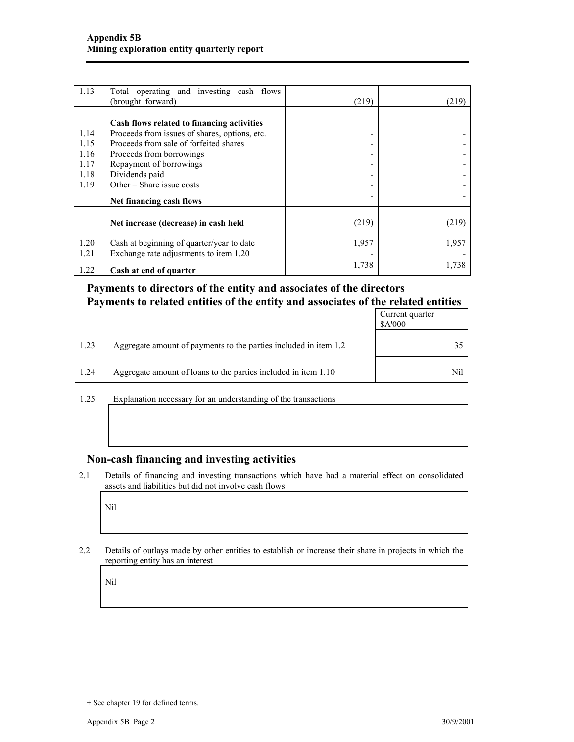| | | | |
|---|---|---|---|
| 1.13 | Total operating and investing cash flows (brought forward) | (219) | (219) |
| | **Cash flows related to financing activities** | | |
| 1.14 | Proceeds from issues of shares, options, etc. | - | - |
| 1.15 | Proceeds from sale of forfeited shares | - | - |
| 1.16 | Proceeds from borrowings | - | - |
| 1.17 | Repayment of borrowings | - | - |
| 1.18 | Dividends paid | - | - |
| 1.19 | Other – Share issue costs | - | - |
| | **Net financing cash flows** | - | - |
| | **Net increase (decrease) in cash held** | (219) | (219) |
| 1.20 | Cash at beginning of quarter/year to date | 1,957 | 1,957 |
| 1.21 | Exchange rate adjustments to item 1.20 | - | - |
| 1.22 | **Cash at end of quarter** | 1,738 | 1,738 |

## Payments to directors of the entity and associates of the directors
## Payments to related entities of the entity and associates of the related entities

| | | Current quarter $A'000 |
|---|---|---|
| 1.23 | Aggregate amount of payments to the parties included in item 1.2 | 35 |
| 1.24 | Aggregate amount of loans to the parties included in item 1.10 | Nil |

1.25 Explanation necessary for an understanding of the transactions

## Non-cash financing and investing activities

2.1 Details of financing and investing transactions which have had a material effect on consolidated assets and liabilities but did not involve cash flows

Nil

2.2 Details of outlays made by other entities to establish or increase their share in projects in which the reporting entity has an interest

Nil

+ See chapter 19 for defined terms.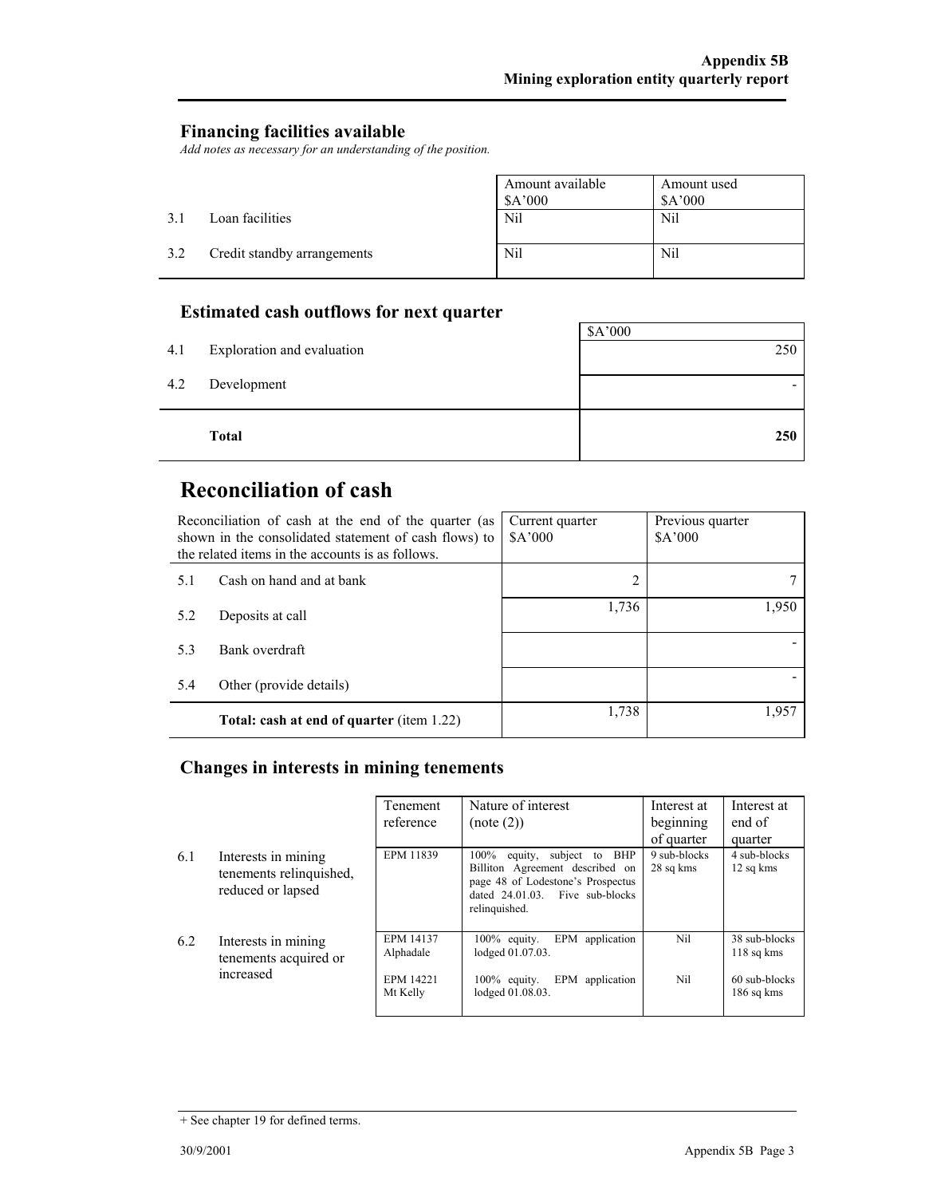## Financing facilities available

*Add notes as necessary for an understanding of the position.*

| | | Amount available $A'000 | Amount used $A'000 |
|---|---|---|---|
| 3.1 | Loan facilities | Nil | Nil |
| 3.2 | Credit standby arrangements | Nil | Nil |

## Estimated cash outflows for next quarter

| | | $A'000 |
|---|---|---|
| 4.1 | Exploration and evaluation | 250 |
| 4.2 | Development | - |
| | **Total** | **250** |

# Reconciliation of cash

| Reconciliation of cash at the end of the quarter (as shown in the consolidated statement of cash flows) to the related items in the accounts is as follows. | | Current quarter $A'000 | Previous quarter $A'000 |
|---|---|---|---|
| 5.1 | Cash on hand and at bank | 2 | 7 |
| 5.2 | Deposits at call | 1,736 | 1,950 |
| 5.3 | Bank overdraft | | - |
| 5.4 | Other (provide details) | | - |
| | **Total: cash at end of quarter** (item 1.22) | 1,738 | 1,957 |

## Changes in interests in mining tenements

| | | Tenement reference | Nature of interest (note (2)) | Interest at beginning of quarter | Interest at end of quarter |
|---|---|---|---|---|---|
| 6.1 | Interests in mining tenements relinquished, reduced or lapsed | EPM 11839 | 100% equity, subject to BHP Billiton Agreement described on page 48 of Lodestone's Prospectus dated 24.01.03. Five sub-blocks relinquished. | 9 sub-blocks 28 sq kms | 4 sub-blocks 12 sq kms |
| 6.2 | Interests in mining tenements acquired or increased | EPM 14137 Alphadale | 100% equity. EPM application lodged 01.07.03. | Nil | 38 sub-blocks 118 sq kms |
| | | EPM 14221 Mt Kelly | 100% equity. EPM application lodged 01.08.03. | Nil | 60 sub-blocks 186 sq kms |

+ See chapter 19 for defined terms.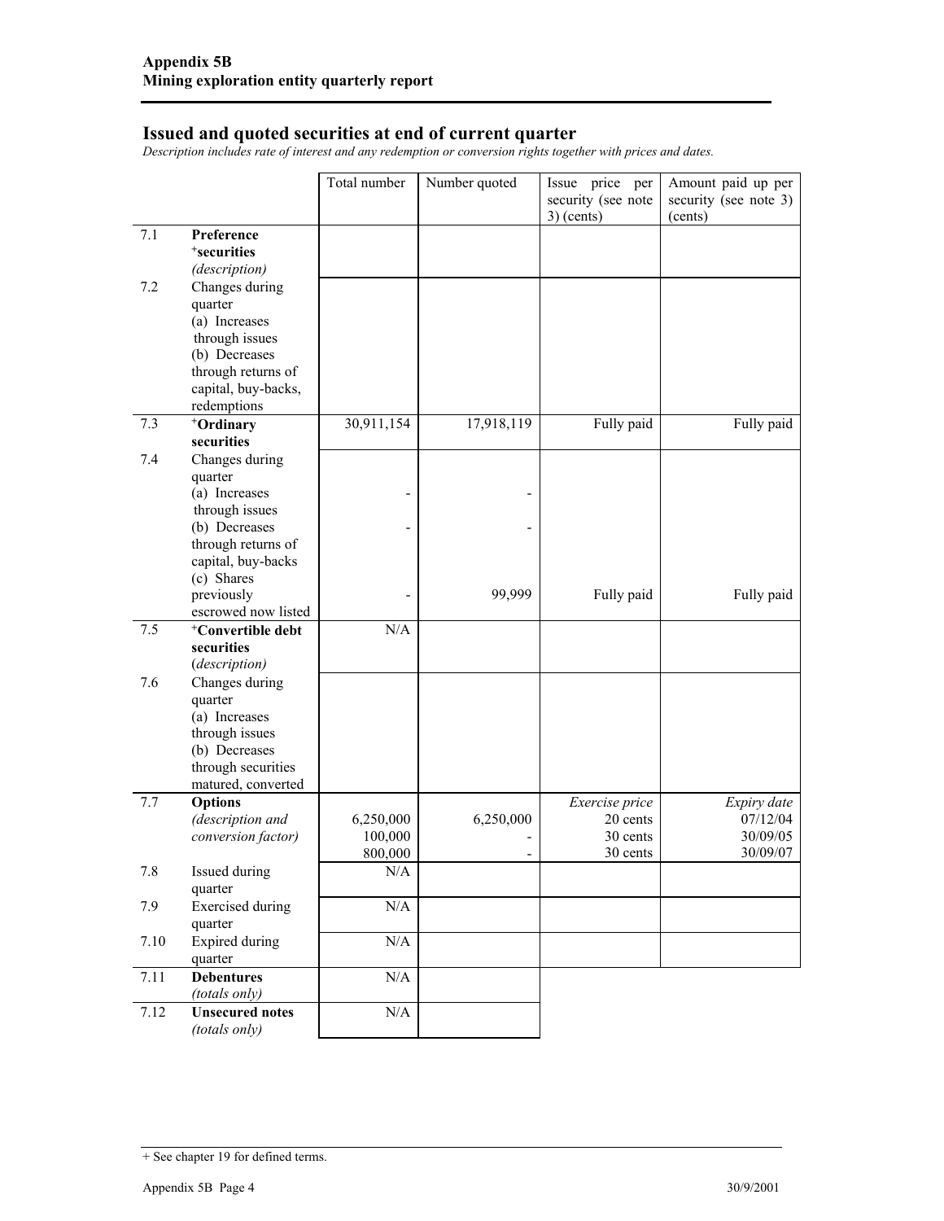**Appendix 5B**
**Mining exploration entity quarterly report**

## Issued and quoted securities at end of current quarter

*Description includes rate of interest and any redemption or conversion rights together with prices and dates.*

| | | Total number | Number quoted | Issue price per security (see note 3) (cents) | Amount paid up per security (see note 3) (cents) |
|---|---|---|---|---|---|
| 7.1 | **Preference +securities** *(description)* | | | | |
| 7.2 | Changes during quarter (a) Increases through issues (b) Decreases through returns of capital, buy-backs, redemptions | | | | |
| 7.3 | **+Ordinary securities** | 30,911,154 | 17,918,119 | Fully paid | Fully paid |
| 7.4 | Changes during quarter (a) Increases through issues | - | - | | |
| | (b) Decreases through returns of capital, buy-backs | - | - | | |
| | (c) Shares previously escrowed now listed | - | 99,999 | Fully paid | Fully paid |
| 7.5 | **+Convertible debt securities** *(description)* | N/A | | | |
| 7.6 | Changes during quarter (a) Increases through issues (b) Decreases through securities matured, converted | | | | |
| 7.7 | **Options** *(description and conversion factor)* | | | *Exercise price* | *Expiry date* |
| | | 6,250,000 | 6,250,000 | 20 cents | 07/12/04 |
| | | 100,000 | - | 30 cents | 30/09/05 |
| | | 800,000 | - | 30 cents | 30/09/07 |
| 7.8 | Issued during quarter | N/A | | | |
| 7.9 | Exercised during quarter | N/A | | | |
| 7.10 | Expired during quarter | N/A | | | |
| 7.11 | **Debentures** *(totals only)* | N/A | | | |
| 7.12 | **Unsecured notes** *(totals only)* | N/A | | | |

+ See chapter 19 for defined terms.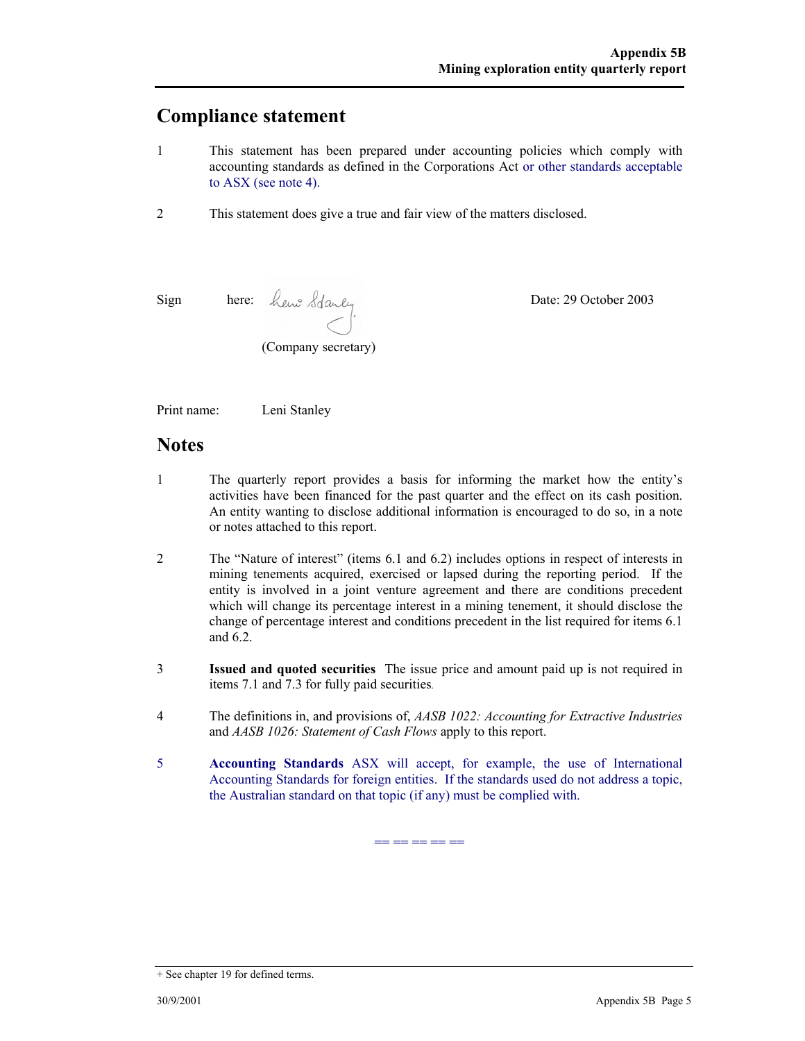## Compliance statement

1 This statement has been prepared under accounting policies which comply with accounting standards as defined in the Corporations Act or other standards acceptable to ASX (see note 4).

2 This statement does give a true and fair view of the matters disclosed.

Sign here: (Company secretary) Date: 29 October 2003

Print name: Leni Stanley

## Notes

1 The quarterly report provides a basis for informing the market how the entity's activities have been financed for the past quarter and the effect on its cash position. An entity wanting to disclose additional information is encouraged to do so, in a note or notes attached to this report.

2 The "Nature of interest" (items 6.1 and 6.2) includes options in respect of interests in mining tenements acquired, exercised or lapsed during the reporting period. If the entity is involved in a joint venture agreement and there are conditions precedent which will change its percentage interest in a mining tenement, it should disclose the change of percentage interest and conditions precedent in the list required for items 6.1 and 6.2.

3 **Issued and quoted securities** The issue price and amount paid up is not required in items 7.1 and 7.3 for fully paid securities.

4 The definitions in, and provisions of, *AASB 1022: Accounting for Extractive Industries* and *AASB 1026: Statement of Cash Flows* apply to this report.

5 **Accounting Standards** ASX will accept, for example, the use of International Accounting Standards for foreign entities. If the standards used do not address a topic, the Australian standard on that topic (if any) must be complied with.

== == == == ==

+ See chapter 19 for defined terms.